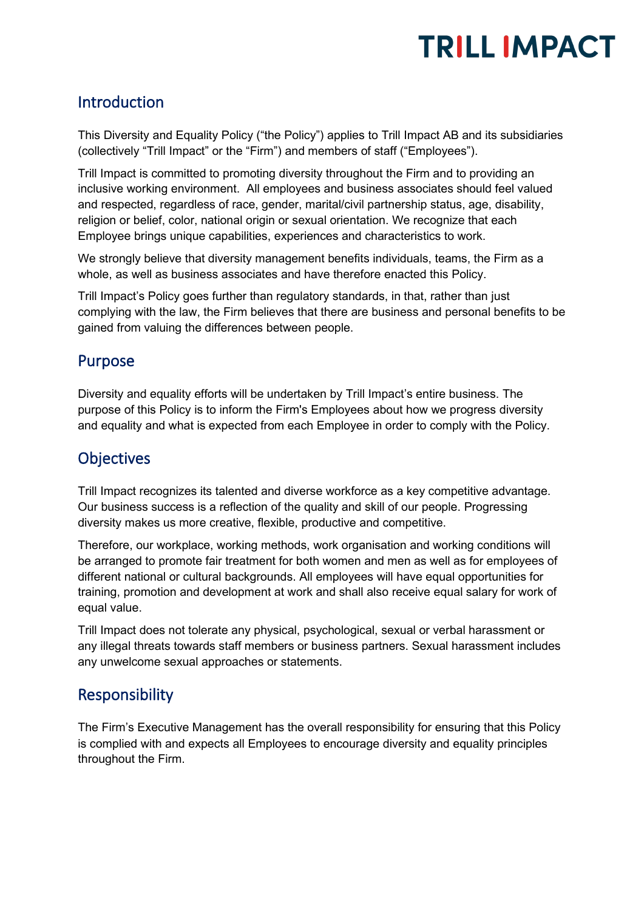TRILL IMPACT

## Introduction

This Diversity and Equality Policy ("the Policy") applies to Trill Impact AB and its subsidiaries (collectively "Trill Impact" or the "Firm") and members of staff ("Employees").

Trill Impact is committed to promoting diversity throughout the Firm and to providing an inclusive working environment. All employees and business associates should feel valued and respected, regardless of race, gender, marital/civil partnership status, age, disability, religion or belief, color, national origin or sexual orientation. We recognize that each Employee brings unique capabilities, experiences and characteristics to work.

We strongly believe that diversity management benefits individuals, teams, the Firm as a whole, as well as business associates and have therefore enacted this Policy.

Trill Impact's Policy goes further than regulatory standards, in that, rather than just complying with the law, the Firm believes that there are business and personal benefits to be gained from valuing the differences between people.

## Purpose

Diversity and equality efforts will be undertaken by Trill Impact's entire business. The purpose of this Policy is to inform the Firm's Employees about how we progress diversity and equality and what is expected from each Employee in order to comply with the Policy.

## Objectives

Trill Impact recognizes its talented and diverse workforce as a key competitive advantage. Our business success is a reflection of the quality and skill of our people. Progressing diversity makes us more creative, flexible, productive and competitive.

Therefore, our workplace, working methods, work organisation and working conditions will be arranged to promote fair treatment for both women and men as well as for employees of different national or cultural backgrounds. All employees will have equal opportunities for training, promotion and development at work and shall also receive equal salary for work of equal value.

Trill Impact does not tolerate any physical, psychological, sexual or verbal harassment or any illegal threats towards staff members or business partners. Sexual harassment includes any unwelcome sexual approaches or statements.

## Responsibility

The Firm's Executive Management has the overall responsibility for ensuring that this Policy is complied with and expects all Employees to encourage diversity and equality principles throughout the Firm.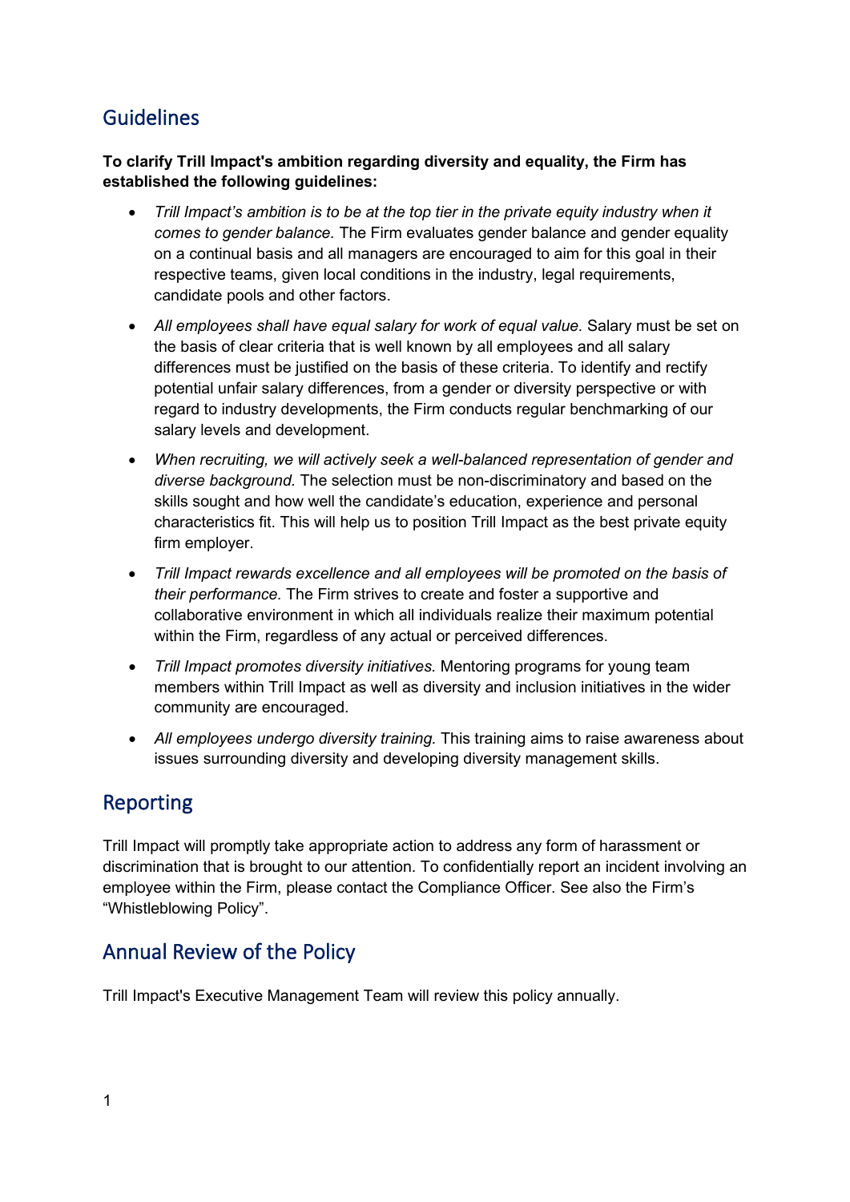## Guidelines

**To clarify Trill Impact's ambition regarding diversity and equality, the Firm has established the following guidelines:**

- *Trill Impact's ambition is to be at the top tier in the private equity industry when it comes to gender balance.* The Firm evaluates gender balance and gender equality on a continual basis and all managers are encouraged to aim for this goal in their respective teams, given local conditions in the industry, legal requirements, candidate pools and other factors.
- *All employees shall have equal salary for work of equal value.* Salary must be set on the basis of clear criteria that is well known by all employees and all salary differences must be justified on the basis of these criteria. To identify and rectify potential unfair salary differences, from a gender or diversity perspective or with regard to industry developments, the Firm conducts regular benchmarking of our salary levels and development.
- *When recruiting, we will actively seek a well-balanced representation of gender and diverse background.* The selection must be non-discriminatory and based on the skills sought and how well the candidate's education, experience and personal characteristics fit. This will help us to position Trill Impact as the best private equity firm employer.
- *Trill Impact rewards excellence and all employees will be promoted on the basis of their performance.* The Firm strives to create and foster a supportive and collaborative environment in which all individuals realize their maximum potential within the Firm, regardless of any actual or perceived differences.
- *Trill Impact promotes diversity initiatives.* Mentoring programs for young team members within Trill Impact as well as diversity and inclusion initiatives in the wider community are encouraged.
- *All employees undergo diversity training.* This training aims to raise awareness about issues surrounding diversity and developing diversity management skills.

## Reporting

Trill Impact will promptly take appropriate action to address any form of harassment or discrimination that is brought to our attention. To confidentially report an incident involving an employee within the Firm, please contact the Compliance Officer. See also the Firm's "Whistleblowing Policy".

## Annual Review of the Policy

Trill Impact's Executive Management Team will review this policy annually.